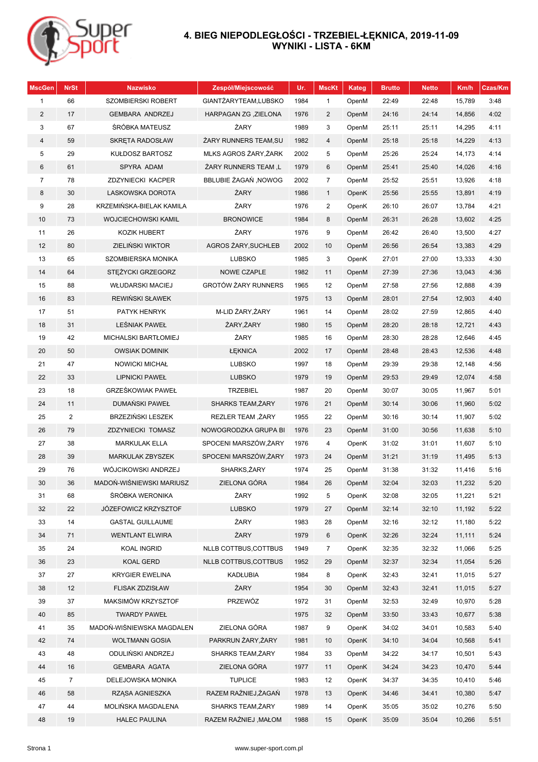# 4. BIEG NIEPODLEGŁOŚCI - TRZEBIEL-ŁĘKNICA, 2019-11-09
## WYNIKI - LISTA - 6KM

| MscGen | NrSt | Nazwisko | Zespół/Miejscowość | Ur. | MscKt | Kateg | Brutto | Netto | Km/h | Czas/Km |
|---|---|---|---|---|---|---|---|---|---|---|
| 1 | 66 | SZOMBIERSKI ROBERT | GIANTŻARYTEAM,LUBSKO | 1984 | 1 | OpenM | 22:49 | 22:48 | 15,789 | 3:48 |
| 2 | 17 | GEMBARA ANDRZEJ | HARPAGAN ZG ,ZIELONA | 1976 | 2 | OpenM | 24:16 | 24:14 | 14,856 | 4:02 |
| 3 | 67 | ŚRÓBKA MATEUSZ | ŻARY | 1989 | 3 | OpenM | 25:11 | 25:11 | 14,295 | 4:11 |
| 4 | 59 | SKRĘTA RADOSŁAW | ŻARY RUNNERS TEAM,SU | 1982 | 4 | OpenM | 25:18 | 25:18 | 14,229 | 4:13 |
| 5 | 29 | KUŁDOSZ BARTOSZ | MLKS AGROS ŻARY,ŻARK | 2002 | 5 | OpenM | 25:26 | 25:24 | 14,173 | 4:14 |
| 6 | 61 | SPYRA ADAM | ŻARY RUNNERS TEAM ,L | 1979 | 6 | OpenM | 25:41 | 25:40 | 14,026 | 4:16 |
| 7 | 78 | ZDZYNIECKI KACPER | BBLUBIE ŻAGAŃ ,NOWOG | 2002 | 7 | OpenM | 25:52 | 25:51 | 13,926 | 4:18 |
| 8 | 30 | LASKOWSKA DOROTA | ŻARY | 1986 | 1 | OpenK | 25:56 | 25:55 | 13,891 | 4:19 |
| 9 | 28 | KRZEMIŃSKA-BIELAK KAMILA | ŻARY | 1976 | 2 | OpenK | 26:10 | 26:07 | 13,784 | 4:21 |
| 10 | 73 | WOJCIECHOWSKI KAMIL | BRONOWICE | 1984 | 8 | OpenM | 26:31 | 26:28 | 13,602 | 4:25 |
| 11 | 26 | KOZIK HUBERT | ŻARY | 1976 | 9 | OpenM | 26:42 | 26:40 | 13,500 | 4:27 |
| 12 | 80 | ZIELIŃSKI WIKTOR | AGROS ŻARY,SUCHLEB | 2002 | 10 | OpenM | 26:56 | 26:54 | 13,383 | 4:29 |
| 13 | 65 | SZOMBIERSKA MONIKA | LUBSKO | 1985 | 3 | OpenK | 27:01 | 27:00 | 13,333 | 4:30 |
| 14 | 64 | STĘŻYCKI GRZEGORZ | NOWE CZAPLE | 1982 | 11 | OpenM | 27:39 | 27:36 | 13,043 | 4:36 |
| 15 | 88 | WŁUDARSKI MACIEJ | GROTÓW ŻARY RUNNERS | 1965 | 12 | OpenM | 27:58 | 27:56 | 12,888 | 4:39 |
| 16 | 83 | REWIŃSKI SŁAWEK | | 1975 | 13 | OpenM | 28:01 | 27:54 | 12,903 | 4:40 |
| 17 | 51 | PATYK HENRYK | M-LID ŻARY,ŻARY | 1961 | 14 | OpenM | 28:02 | 27:59 | 12,865 | 4:40 |
| 18 | 31 | LEŚNIAK PAWEŁ | ŻARY,ŻARY | 1980 | 15 | OpenM | 28:20 | 28:18 | 12,721 | 4:43 |
| 19 | 42 | MICHALSKI BARTŁOMIEJ | ŻARY | 1985 | 16 | OpenM | 28:30 | 28:28 | 12,646 | 4:45 |
| 20 | 50 | OWSIAK DOMINIK | ŁĘKNICA | 2002 | 17 | OpenM | 28:48 | 28:43 | 12,536 | 4:48 |
| 21 | 47 | NOWICKI MICHAŁ | LUBSKO | 1997 | 18 | OpenM | 29:39 | 29:38 | 12,148 | 4:56 |
| 22 | 33 | LIPNICKI PAWEŁ | LUBSKO | 1979 | 19 | OpenM | 29:53 | 29:49 | 12,074 | 4:58 |
| 23 | 18 | GRZEŚKOWIAK PAWEŁ | TRZEBIEL | 1987 | 20 | OpenM | 30:07 | 30:05 | 11,967 | 5:01 |
| 24 | 11 | DUMAŃSKI PAWEŁ | SHARKS TEAM,ŻARY | 1976 | 21 | OpenM | 30:14 | 30:06 | 11,960 | 5:02 |
| 25 | 2 | BRZEZIŃSKI LESZEK | REZLER TEAM ,ŻARY | 1955 | 22 | OpenM | 30:16 | 30:14 | 11,907 | 5:02 |
| 26 | 79 | ZDZYNIECKI TOMASZ | NOWOGRODZKA GRUPA BI | 1976 | 23 | OpenM | 31:00 | 30:56 | 11,638 | 5:10 |
| 27 | 38 | MARKULAK ELLA | SPOCENI MARSZÓW,ŻARY | 1976 | 4 | OpenK | 31:02 | 31:01 | 11,607 | 5:10 |
| 28 | 39 | MARKULAK ZBYSZEK | SPOCENI MARSZÓW,ŻARY | 1973 | 24 | OpenM | 31:21 | 31:19 | 11,495 | 5:13 |
| 29 | 76 | WÓJCIKOWSKI ANDRZEJ | SHARKS,ŻARY | 1974 | 25 | OpenM | 31:38 | 31:32 | 11,416 | 5:16 |
| 30 | 36 | MADOŃ-WIŚNIEWSKI MARIUSZ | ZIELONA GÓRA | 1984 | 26 | OpenM | 32:04 | 32:03 | 11,232 | 5:20 |
| 31 | 68 | ŚRÓBKA WERONIKA | ŻARY | 1992 | 5 | OpenK | 32:08 | 32:05 | 11,221 | 5:21 |
| 32 | 22 | JÓZEFOWICZ KRZYSZTOF | LUBSKO | 1979 | 27 | OpenM | 32:14 | 32:10 | 11,192 | 5:22 |
| 33 | 14 | GASTAL GUILLAUME | ŻARY | 1983 | 28 | OpenM | 32:16 | 32:12 | 11,180 | 5:22 |
| 34 | 71 | WENTLANT ELWIRA | ŻARY | 1979 | 6 | OpenK | 32:26 | 32:24 | 11,111 | 5:24 |
| 35 | 24 | KOAL INGRID | NLLB COTTBUS,COTTBUS | 1949 | 7 | OpenK | 32:35 | 32:32 | 11,066 | 5:25 |
| 36 | 23 | KOAL GERD | NLLB COTTBUS,COTTBUS | 1952 | 29 | OpenM | 32:37 | 32:34 | 11,054 | 5:26 |
| 37 | 27 | KRYGIER EWELINA | KADŁUBIA | 1984 | 8 | OpenK | 32:43 | 32:41 | 11,015 | 5:27 |
| 38 | 12 | FLISAK ZDZISŁAW | ŻARY | 1954 | 30 | OpenM | 32:43 | 32:41 | 11,015 | 5:27 |
| 39 | 37 | MAKSIMÓW KRZYSZTOF | PRZEWÓZ | 1972 | 31 | OpenM | 32:53 | 32:49 | 10,970 | 5:28 |
| 40 | 85 | TWARDY PAWEŁ | | 1975 | 32 | OpenM | 33:50 | 33:43 | 10,677 | 5:38 |
| 41 | 35 | MADOŃ-WIŚNIEWSKA MAGDALEN | ZIELONA GÓRA | 1987 | 9 | OpenK | 34:02 | 34:01 | 10,583 | 5:40 |
| 42 | 74 | WOLTMANN GOSIA | PARKRUN ŻARY,ŻARY | 1981 | 10 | OpenK | 34:10 | 34:04 | 10,568 | 5:41 |
| 43 | 48 | ODULIŃSKI ANDRZEJ | SHARKS TEAM,ŻARY | 1984 | 33 | OpenM | 34:22 | 34:17 | 10,501 | 5:43 |
| 44 | 16 | GEMBARA AGATA | ZIELONA GÓRA | 1977 | 11 | OpenK | 34:24 | 34:23 | 10,470 | 5:44 |
| 45 | 7 | DELEJOWSKA MONIKA | TUPLICE | 1983 | 12 | OpenK | 34:37 | 34:35 | 10,410 | 5:46 |
| 46 | 58 | RZĄSA AGNIESZKA | RAZEM RAŹNIEJ,ŻAGAŃ | 1978 | 13 | OpenK | 34:46 | 34:41 | 10,380 | 5:47 |
| 47 | 44 | MOLIŃSKA MAGDALENA | SHARKS TEAM,ŻARY | 1989 | 14 | OpenK | 35:05 | 35:02 | 10,276 | 5:50 |
| 48 | 19 | HALEC PAULINA | RAZEM RAŹNIEJ ,MAŁOM | 1988 | 15 | OpenK | 35:09 | 35:04 | 10,266 | 5:51 |

www.super-sport.com.pl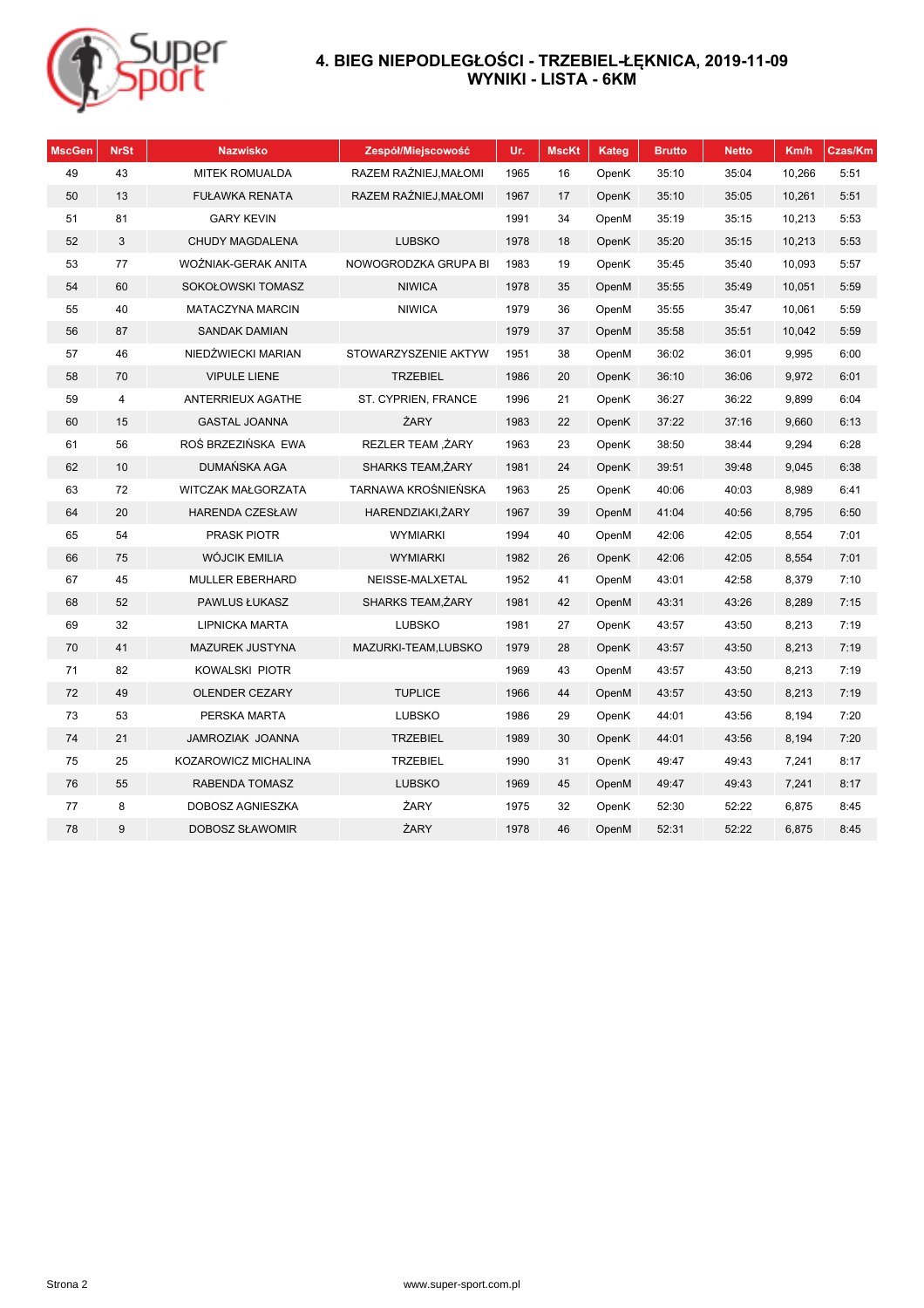# 4. BIEG NIEPODLEGŁOŚCI - TRZEBIEL-ŁĘKNICA, 2019-11-09
## WYNIKI - LISTA - 6KM

| MscGen | NrSt | Nazwisko | Zespół/Miejscowość | Ur. | MscKt | Kateg | Brutto | Netto | Km/h | Czas/Km |
|---|---|---|---|---|---|---|---|---|---|---|
| 49 | 43 | MITEK ROMUALDA | RAZEM RAŹNIEJ,MAŁOMI | 1965 | 16 | OpenK | 35:10 | 35:04 | 10,266 | 5:51 |
| 50 | 13 | FUŁAWKA RENATA | RAZEM RAŹNIEJ,MAŁOMI | 1967 | 17 | OpenK | 35:10 | 35:05 | 10,261 | 5:51 |
| 51 | 81 | GARY KEVIN | | 1991 | 34 | OpenM | 35:19 | 35:15 | 10,213 | 5:53 |
| 52 | 3 | CHUDY MAGDALENA | LUBSKO | 1978 | 18 | OpenK | 35:20 | 35:15 | 10,213 | 5:53 |
| 53 | 77 | WOŹNIAK-GERAK ANITA | NOWOGRODZKA GRUPA BI | 1983 | 19 | OpenK | 35:45 | 35:40 | 10,093 | 5:57 |
| 54 | 60 | SOKOŁOWSKI TOMASZ | NIWICA | 1978 | 35 | OpenM | 35:55 | 35:49 | 10,051 | 5:59 |
| 55 | 40 | MATACZYNA MARCIN | NIWICA | 1979 | 36 | OpenM | 35:55 | 35:47 | 10,061 | 5:59 |
| 56 | 87 | SANDAK DAMIAN | | 1979 | 37 | OpenM | 35:58 | 35:51 | 10,042 | 5:59 |
| 57 | 46 | NIEDŹWIECKI MARIAN | STOWARZYSZENIE AKTYW | 1951 | 38 | OpenM | 36:02 | 36:01 | 9,995 | 6:00 |
| 58 | 70 | VIPULE LIENE | TRZEBIEL | 1986 | 20 | OpenK | 36:10 | 36:06 | 9,972 | 6:01 |
| 59 | 4 | ANTERRIEUX AGATHE | ST. CYPRIEN, FRANCE | 1996 | 21 | OpenK | 36:27 | 36:22 | 9,899 | 6:04 |
| 60 | 15 | GASTAL JOANNA | ŻARY | 1983 | 22 | OpenK | 37:22 | 37:16 | 9,660 | 6:13 |
| 61 | 56 | ROŚ BRZEZIŃSKA EWA | REZLER TEAM ,ŻARY | 1963 | 23 | OpenK | 38:50 | 38:44 | 9,294 | 6:28 |
| 62 | 10 | DUMAŃSKA AGA | SHARKS TEAM,ŻARY | 1981 | 24 | OpenK | 39:51 | 39:48 | 9,045 | 6:38 |
| 63 | 72 | WITCZAK MAŁGORZATA | TARNAWA KROŚNIEŃSKA | 1963 | 25 | OpenK | 40:06 | 40:03 | 8,989 | 6:41 |
| 64 | 20 | HARENDA CZESŁAW | HARENDZIAKI,ŻARY | 1967 | 39 | OpenM | 41:04 | 40:56 | 8,795 | 6:50 |
| 65 | 54 | PRASK PIOTR | WYMIARKI | 1994 | 40 | OpenM | 42:06 | 42:05 | 8,554 | 7:01 |
| 66 | 75 | WÓJCIK EMILIA | WYMIARKI | 1982 | 26 | OpenK | 42:06 | 42:05 | 8,554 | 7:01 |
| 67 | 45 | MULLER EBERHARD | NEISSE-MALXETAL | 1952 | 41 | OpenM | 43:01 | 42:58 | 8,379 | 7:10 |
| 68 | 52 | PAWLUS ŁUKASZ | SHARKS TEAM,ŻARY | 1981 | 42 | OpenM | 43:31 | 43:26 | 8,289 | 7:15 |
| 69 | 32 | LIPNICKA MARTA | LUBSKO | 1981 | 27 | OpenK | 43:57 | 43:50 | 8,213 | 7:19 |
| 70 | 41 | MAZUREK JUSTYNA | MAZURKI-TEAM,LUBSKO | 1979 | 28 | OpenK | 43:57 | 43:50 | 8,213 | 7:19 |
| 71 | 82 | KOWALSKI PIOTR | | 1969 | 43 | OpenM | 43:57 | 43:50 | 8,213 | 7:19 |
| 72 | 49 | OLENDER CEZARY | TUPLICE | 1966 | 44 | OpenM | 43:57 | 43:50 | 8,213 | 7:19 |
| 73 | 53 | PERSKA MARTA | LUBSKO | 1986 | 29 | OpenK | 44:01 | 43:56 | 8,194 | 7:20 |
| 74 | 21 | JAMROZIAK JOANNA | TRZEBIEL | 1989 | 30 | OpenK | 44:01 | 43:56 | 8,194 | 7:20 |
| 75 | 25 | KOZAROWICZ MICHALINA | TRZEBIEL | 1990 | 31 | OpenK | 49:47 | 49:43 | 7,241 | 8:17 |
| 76 | 55 | RABENDA TOMASZ | LUBSKO | 1969 | 45 | OpenM | 49:47 | 49:43 | 7,241 | 8:17 |
| 77 | 8 | DOBOSZ AGNIESZKA | ŻARY | 1975 | 32 | OpenK | 52:30 | 52:22 | 6,875 | 8:45 |
| 78 | 9 | DOBOSZ SŁAWOMIR | ŻARY | 1978 | 46 | OpenM | 52:31 | 52:22 | 6,875 | 8:45 |

www.super-sport.com.pl